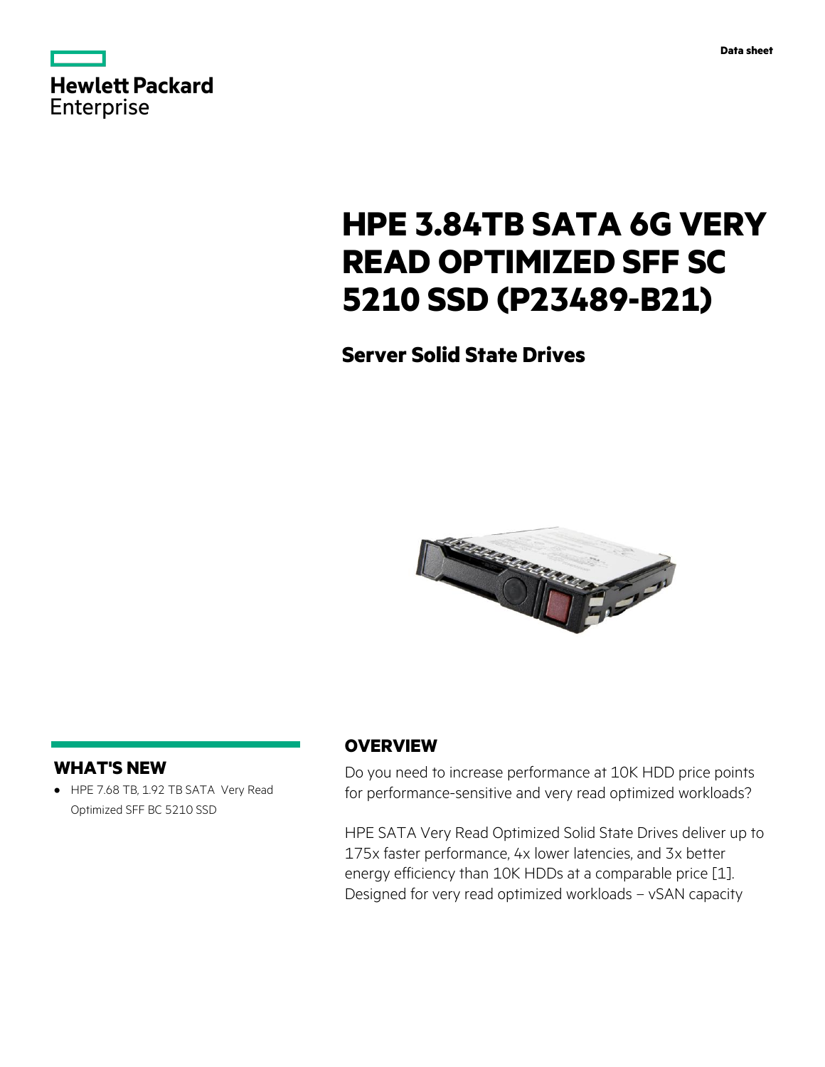Data sheet

# HPE 3.84TB SATA 6G VERY READ OPTIMIZED SFF SC 5210 SSD (P23489-B21)

## Server Solid State Drives

## WHAT'S NEW

- HPE 7.68 TB, 1.92 TB SATA Very Read Optimized SFF BC 5210 SSD

## OVERVIEW

Do you need to increase performance at 10K HDD price points for performance-sensitive and very read optimized workloads?

HPE SATA Very Read Optimized Solid State Drives deliver up to 175x faster performance, 4x lower latencies, and 3x better energy efficiency than 10K HDDs at a comparable price [1]. Designed for very read optimized workloads – vSAN capacity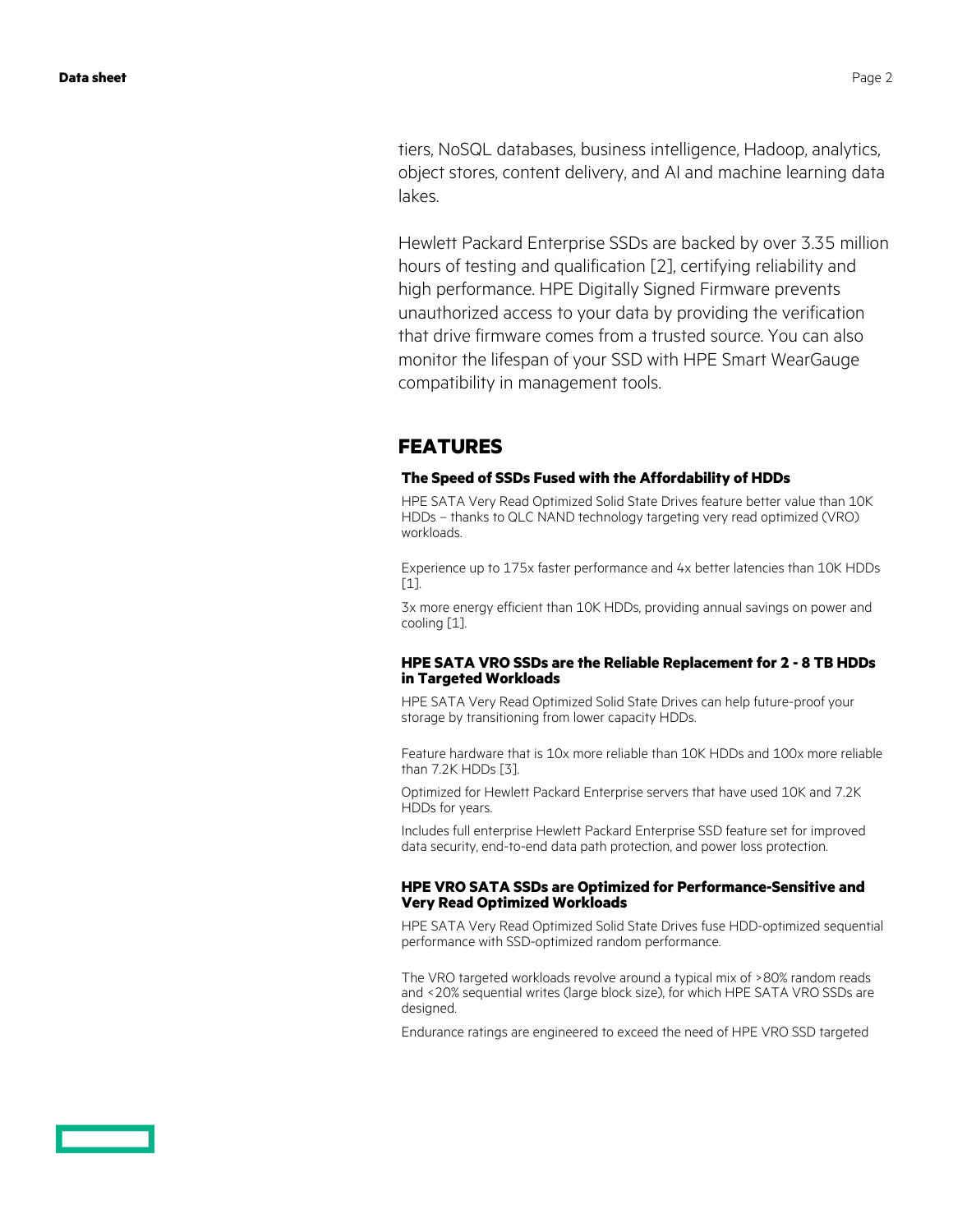tiers, NoSQL databases, business intelligence, Hadoop, analytics, object stores, content delivery, and AI and machine learning data lakes.

Hewlett Packard Enterprise SSDs are backed by over 3.35 million hours of testing and qualification [2], certifying reliability and high performance. HPE Digitally Signed Firmware prevents unauthorized access to your data by providing the verification that drive firmware comes from a trusted source. You can also monitor the lifespan of your SSD with HPE Smart WearGauge compatibility in management tools.

## FEATURES

### The Speed of SSDs Fused with the Affordability of HDDs

HPE SATA Very Read Optimized Solid State Drives feature better value than 10K HDDs – thanks to QLC NAND technology targeting very read optimized (VRO) workloads.

Experience up to 175x faster performance and 4x better latencies than 10K HDDs [1].

3x more energy efficient than 10K HDDs, providing annual savings on power and cooling [1].

### HPE SATA VRO SSDs are the Reliable Replacement for 2 - 8 TB HDDs in Targeted Workloads

HPE SATA Very Read Optimized Solid State Drives can help future-proof your storage by transitioning from lower capacity HDDs.

Feature hardware that is 10x more reliable than 10K HDDs and 100x more reliable than 7.2K HDDs [3].

Optimized for Hewlett Packard Enterprise servers that have used 10K and 7.2K HDDs for years.

Includes full enterprise Hewlett Packard Enterprise SSD feature set for improved data security, end-to-end data path protection, and power loss protection.

### HPE VRO SATA SSDs are Optimized for Performance-Sensitive and Very Read Optimized Workloads

HPE SATA Very Read Optimized Solid State Drives fuse HDD-optimized sequential performance with SSD-optimized random performance.

The VRO targeted workloads revolve around a typical mix of >80% random reads and <20% sequential writes (large block size), for which HPE SATA VRO SSDs are designed.

Endurance ratings are engineered to exceed the need of HPE VRO SSD targeted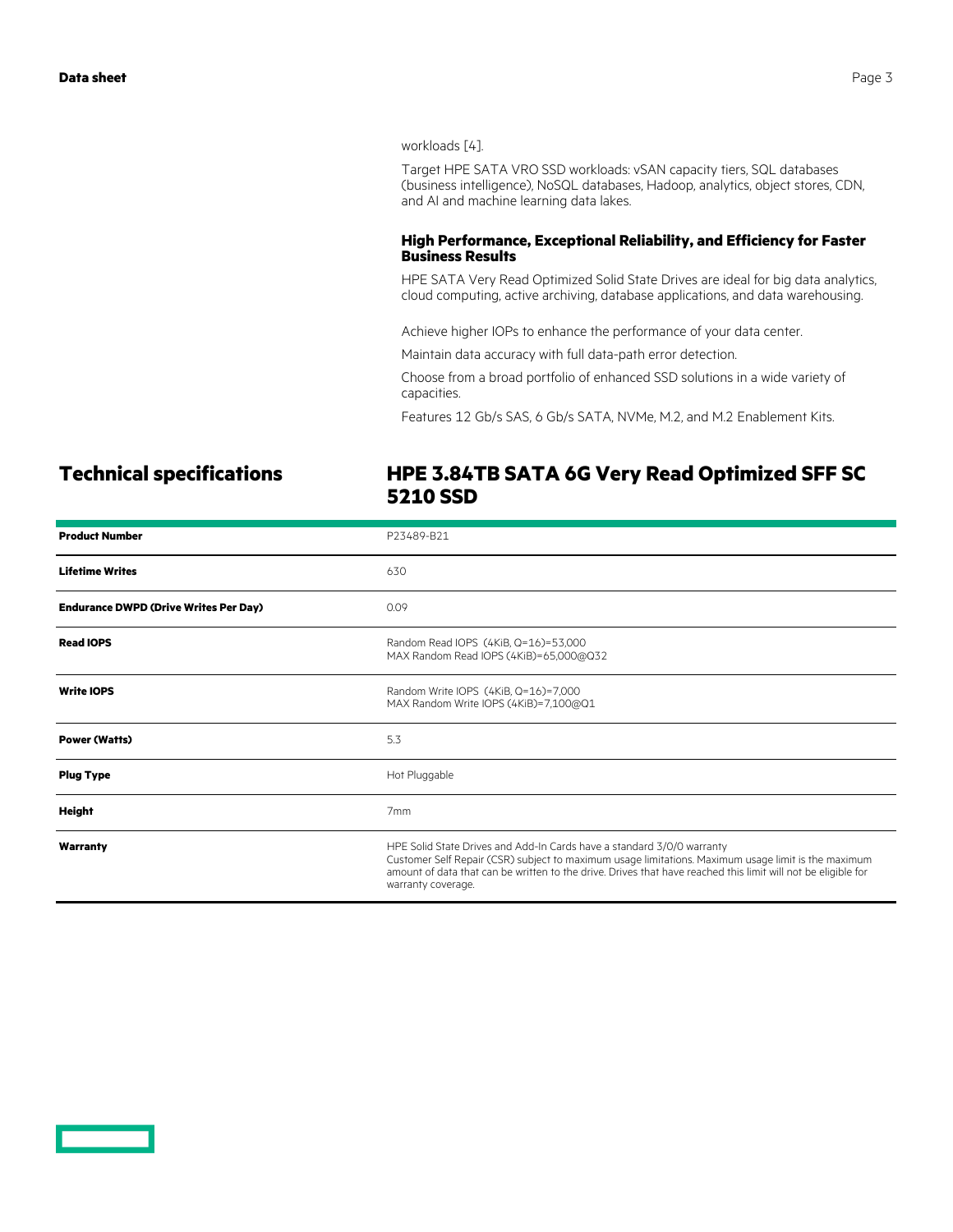workloads [4].

Target HPE SATA VRO SSD workloads: vSAN capacity tiers, SQL databases (business intelligence), NoSQL databases, Hadoop, analytics, object stores, CDN, and AI and machine learning data lakes.

### High Performance, Exceptional Reliability, and Efficiency for Faster Business Results

HPE SATA Very Read Optimized Solid State Drives are ideal for big data analytics, cloud computing, active archiving, database applications, and data warehousing.

Achieve higher IOPs to enhance the performance of your data center.

Maintain data accuracy with full data-path error detection.

Choose from a broad portfolio of enhanced SSD solutions in a wide variety of capacities.

Features 12 Gb/s SAS, 6 Gb/s SATA, NVMe, M.2, and M.2 Enablement Kits.

## Technical specifications

## HPE 3.84TB SATA 6G Very Read Optimized SFF SC 5210 SSD

| | |
|---|---|
| **Product Number** | P23489-B21 |
| **Lifetime Writes** | 630 |
| **Endurance DWPD (Drive Writes Per Day)** | 0.09 |
| **Read IOPS** | Random Read IOPS (4KiB, Q=16)=53,000<br>MAX Random Read IOPS (4KiB)=65,000@Q32 |
| **Write IOPS** | Random Write IOPS (4KiB, Q=16)=7,000<br>MAX Random Write IOPS (4KiB)=7,100@Q1 |
| **Power (Watts)** | 5.3 |
| **Plug Type** | Hot Pluggable |
| **Height** | 7mm |
| **Warranty** | HPE Solid State Drives and Add-In Cards have a standard 3/0/0 warranty<br>Customer Self Repair (CSR) subject to maximum usage limitations. Maximum usage limit is the maximum amount of data that can be written to the drive. Drives that have reached this limit will not be eligible for warranty coverage. |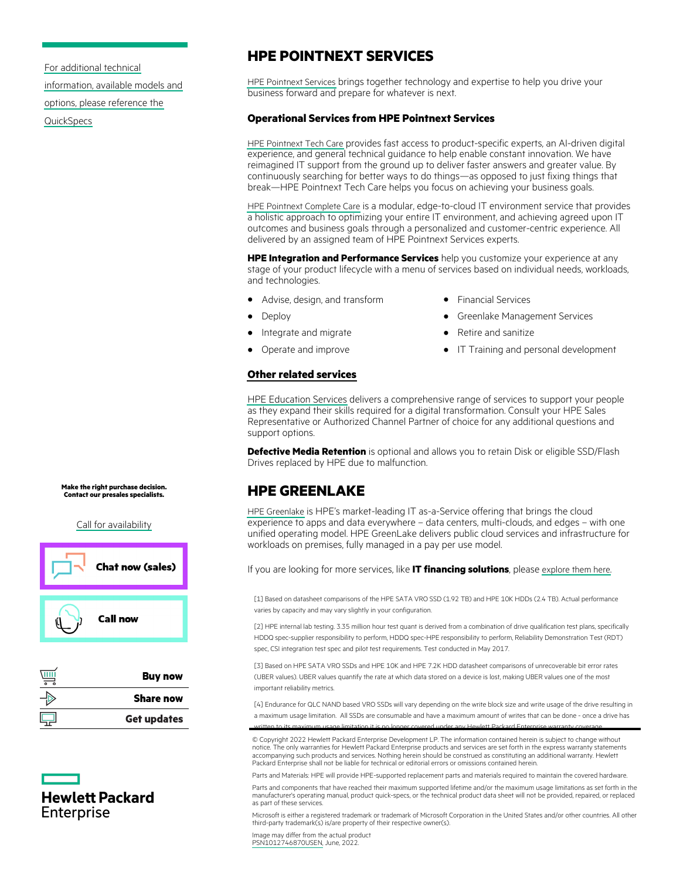For additional technical information, available models and options, please reference the QuickSpecs

## HPE POINTNEXT SERVICES

HPE Pointnext Services brings together technology and expertise to help you drive your business forward and prepare for whatever is next.

### Operational Services from HPE Pointnext Services

HPE Pointnext Tech Care provides fast access to product-specific experts, an AI-driven digital experience, and general technical guidance to help enable constant innovation. We have reimagined IT support from the ground up to deliver faster answers and greater value. By continuously searching for better ways to do things—as opposed to just fixing things that break—HPE Pointnext Tech Care helps you focus on achieving your business goals.

HPE Pointnext Complete Care is a modular, edge-to-cloud IT environment service that provides a holistic approach to optimizing your entire IT environment, and achieving agreed upon IT outcomes and business goals through a personalized and customer-centric experience. All delivered by an assigned team of HPE Pointnext Services experts.

**HPE Integration and Performance Services** help you customize your experience at any stage of your product lifecycle with a menu of services based on individual needs, workloads, and technologies.

- Advise, design, and transform
- Deploy
- Integrate and migrate
- Operate and improve
- Financial Services
- Greenlake Management Services
- Retire and sanitize
- IT Training and personal development

### Other related services

HPE Education Services delivers a comprehensive range of services to support your people as they expand their skills required for a digital transformation. Consult your HPE Sales Representative or Authorized Channel Partner of choice for any additional questions and support options.

**Defective Media Retention** is optional and allows you to retain Disk or eligible SSD/Flash Drives replaced by HPE due to malfunction.

## HPE GREENLAKE

HPE Greenlake is HPE's market-leading IT as-a-Service offering that brings the cloud experience to apps and data everywhere – data centers, multi-clouds, and edges – with one unified operating model. HPE GreenLake delivers public cloud services and infrastructure for workloads on premises, fully managed in a pay per use model.

If you are looking for more services, like **IT financing solutions**, please explore them here.

[1] Based on datasheet comparisons of the HPE SATA VRO SSD (1.92 TB) and HPE 10K HDDs (2.4 TB). Actual performance varies by capacity and may vary slightly in your configuration.

[2] HPE internal lab testing. 3.35 million hour test quant is derived from a combination of drive qualification test plans, specifically HDDQ spec-supplier responsibility to perform, HDDQ spec-HPE responsibility to perform, Reliability Demonstration Test (RDT) spec, CSI integration test spec and pilot test requirements. Test conducted in May 2017.

[3] Based on HPE SATA VRO SSDs and HPE 10K and HPE 7.2K HDD datasheet comparisons of unrecoverable bit error rates (UBER values). UBER values quantify the rate at which data stored on a device is lost, making UBER values one of the most important reliability metrics.

[4] Endurance for QLC NAND based VRO SSDs will vary depending on the write block size and write usage of the drive resulting in a maximum usage limitation. All SSDs are consumable and have a maximum amount of writes that can be done - once a drive has written to its maximum usage limitation it is no longer covered under any Hewlett Packard Enterprise warranty coverage.

Make the right purchase decision. Contact our presales specialists.

Call for availability

Chat now (sales)

Call now

Buy now

Share now

Get updates

© Copyright 2022 Hewlett Packard Enterprise Development LP. The information contained herein is subject to change without notice. The only warranties for Hewlett Packard Enterprise products and services are set forth in the express warranty statements accompanying such products and services. Nothing herein should be construed as constituting an additional warranty. Hewlett Packard Enterprise shall not be liable for technical or editorial errors or omissions contained herein.

Parts and Materials: HPE will provide HPE-supported replacement parts and materials required to maintain the covered hardware.

Parts and components that have reached their maximum supported lifetime and/or the maximum usage limitations as set forth in the manufacturer's operating manual, product quick-specs, or the technical product data sheet will not be provided, repaired, or replaced as part of these services.

Microsoft is either a registered trademark or trademark of Microsoft Corporation in the United States and/or other countries. All other third-party trademark(s) is/are property of their respective owner(s).

Image may differ from the actual product
PSN1012746870USEN, June, 2022.

Hewlett Packard Enterprise